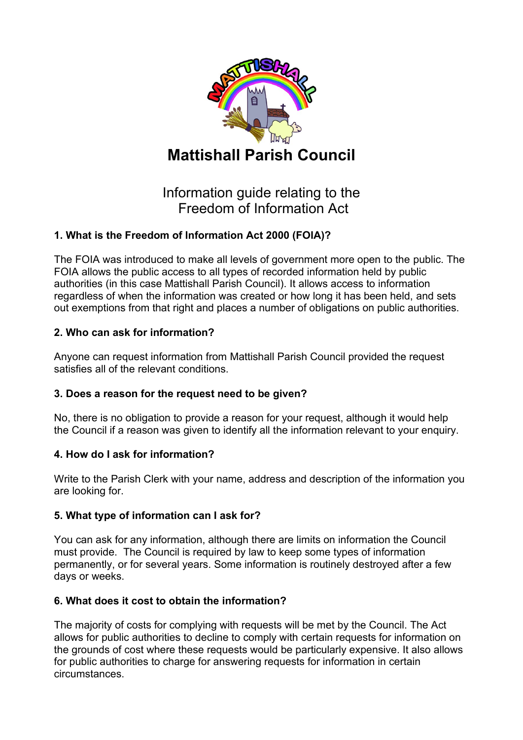# Mattishall Parish Council

## Information guide relating to the Freedom of Information Act

### 1. What is the Freedom of Information Act 2000 (FOIA)?

The FOIA was introduced to make all levels of government more open to the public. The FOIA allows the public access to all types of recorded information held by public authorities (in this case Mattishall Parish Council). It allows access to information regardless of when the information was created or how long it has been held, and sets out exemptions from that right and places a number of obligations on public authorities.

### 2. Who can ask for information?

Anyone can request information from Mattishall Parish Council provided the request satisfies all of the relevant conditions.

### 3. Does a reason for the request need to be given?

No, there is no obligation to provide a reason for your request, although it would help the Council if a reason was given to identify all the information relevant to your enquiry.

### 4. How do I ask for information?

Write to the Parish Clerk with your name, address and description of the information you are looking for.

### 5. What type of information can I ask for?

You can ask for any information, although there are limits on information the Council must provide. The Council is required by law to keep some types of information permanently, or for several years. Some information is routinely destroyed after a few days or weeks.

### 6. What does it cost to obtain the information?

The majority of costs for complying with requests will be met by the Council. The Act allows for public authorities to decline to comply with certain requests for information on the grounds of cost where these requests would be particularly expensive. It also allows for public authorities to charge for answering requests for information in certain circumstances.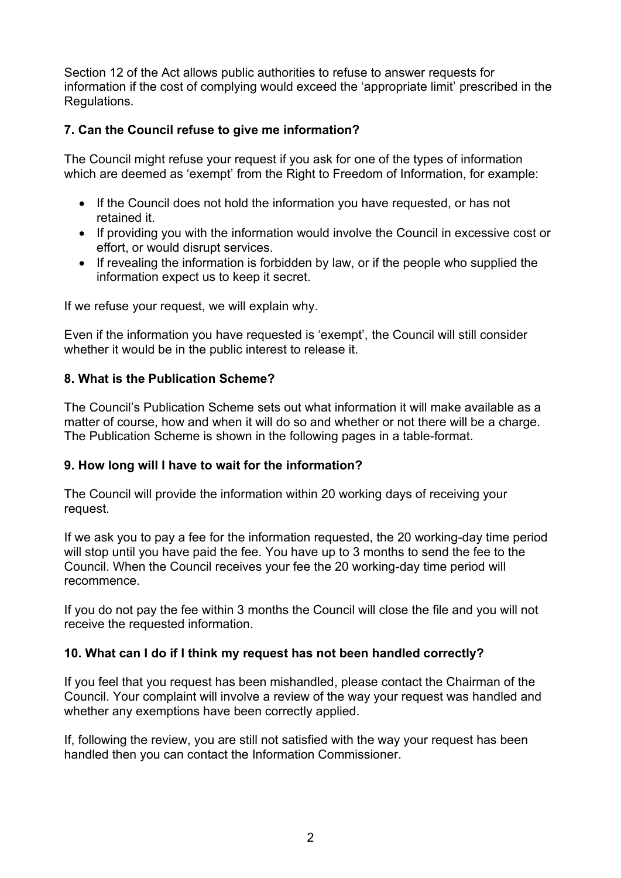Section 12 of the Act allows public authorities to refuse to answer requests for information if the cost of complying would exceed the 'appropriate limit' prescribed in the Regulations.

### 7. Can the Council refuse to give me information?

The Council might refuse your request if you ask for one of the types of information which are deemed as 'exempt' from the Right to Freedom of Information, for example:

- If the Council does not hold the information you have requested, or has not retained it.
- If providing you with the information would involve the Council in excessive cost or effort, or would disrupt services.
- If revealing the information is forbidden by law, or if the people who supplied the information expect us to keep it secret.

If we refuse your request, we will explain why.

Even if the information you have requested is 'exempt', the Council will still consider whether it would be in the public interest to release it.

### 8. What is the Publication Scheme?

The Council's Publication Scheme sets out what information it will make available as a matter of course, how and when it will do so and whether or not there will be a charge. The Publication Scheme is shown in the following pages in a table-format.

### 9. How long will I have to wait for the information?

The Council will provide the information within 20 working days of receiving your request.

If we ask you to pay a fee for the information requested, the 20 working-day time period will stop until you have paid the fee. You have up to 3 months to send the fee to the Council. When the Council receives your fee the 20 working-day time period will recommence.

If you do not pay the fee within 3 months the Council will close the file and you will not receive the requested information.

### 10. What can I do if I think my request has not been handled correctly?

If you feel that you request has been mishandled, please contact the Chairman of the Council. Your complaint will involve a review of the way your request was handled and whether any exemptions have been correctly applied.

If, following the review, you are still not satisfied with the way your request has been handled then you can contact the Information Commissioner.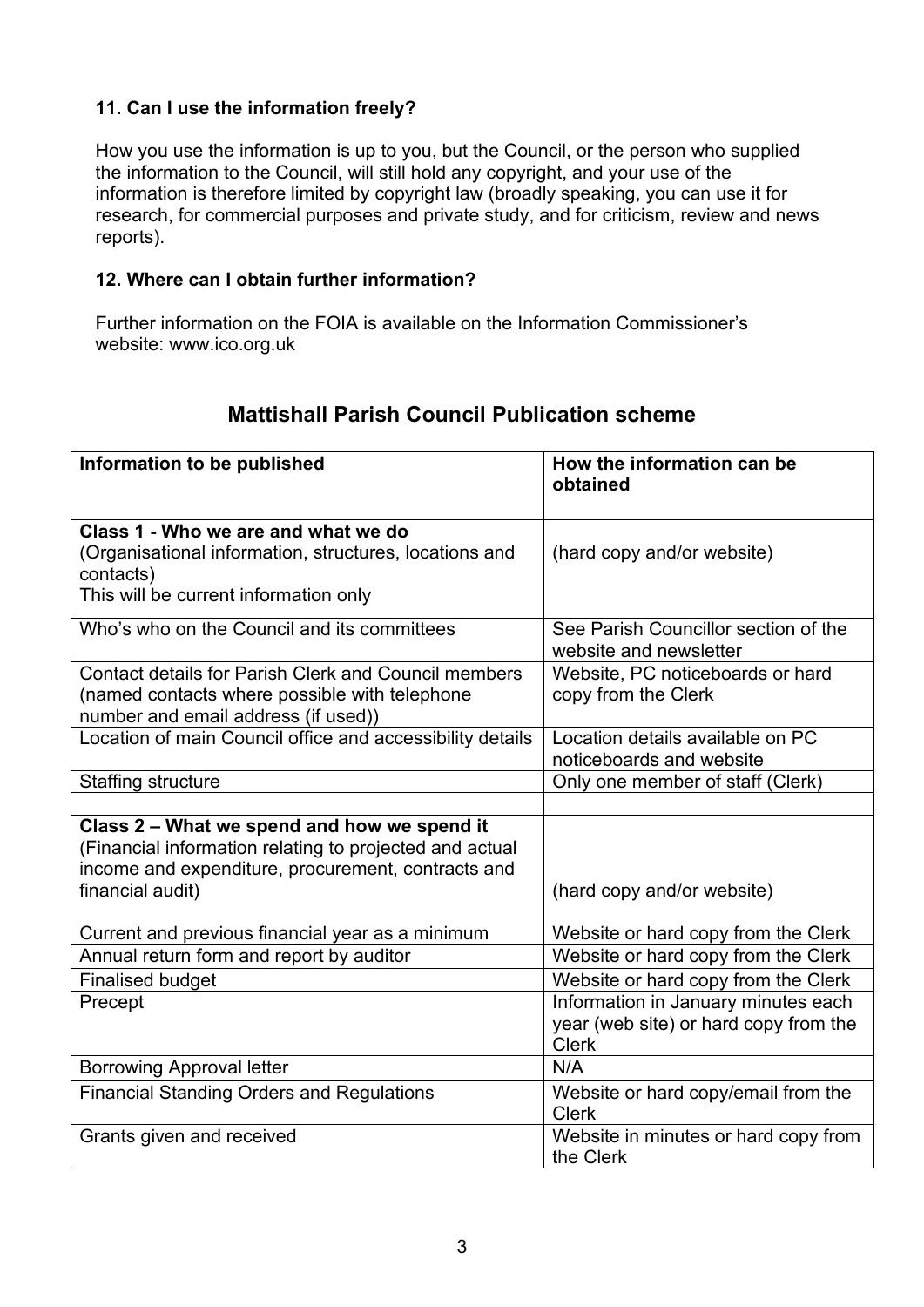### 11. Can I use the information freely?

How you use the information is up to you, but the Council, or the person who supplied the information to the Council, will still hold any copyright, and your use of the information is therefore limited by copyright law (broadly speaking, you can use it for research, for commercial purposes and private study, and for criticism, review and news reports).

### 12. Where can I obtain further information?

Further information on the FOIA is available on the Information Commissioner's website: www.ico.org.uk

## Mattishall Parish Council Publication scheme

| Information to be published | How the information can be obtained |
|---|---|
| **Class 1 - Who we are and what we do**<br>(Organisational information, structures, locations and contacts)<br>This will be current information only | (hard copy and/or website) |
| Who's who on the Council and its committees | See Parish Councillor section of the website and newsletter |
| Contact details for Parish Clerk and Council members (named contacts where possible with telephone number and email address (if used)) | Website, PC noticeboards or hard copy from the Clerk |
| Location of main Council office and accessibility details | Location details available on PC noticeboards and website |
| Staffing structure | Only one member of staff (Clerk) |
| | |
| **Class 2 – What we spend and how we spend it**<br>(Financial information relating to projected and actual income and expenditure, procurement, contracts and financial audit) | (hard copy and/or website) |
| Current and previous financial year as a minimum | Website or hard copy from the Clerk |
| Annual return form and report by auditor | Website or hard copy from the Clerk |
| Finalised budget | Website or hard copy from the Clerk |
| Precept | Information in January minutes each year (web site) or hard copy from the Clerk |
| Borrowing Approval letter | N/A |
| Financial Standing Orders and Regulations | Website or hard copy/email from the Clerk |
| Grants given and received | Website in minutes or hard copy from the Clerk |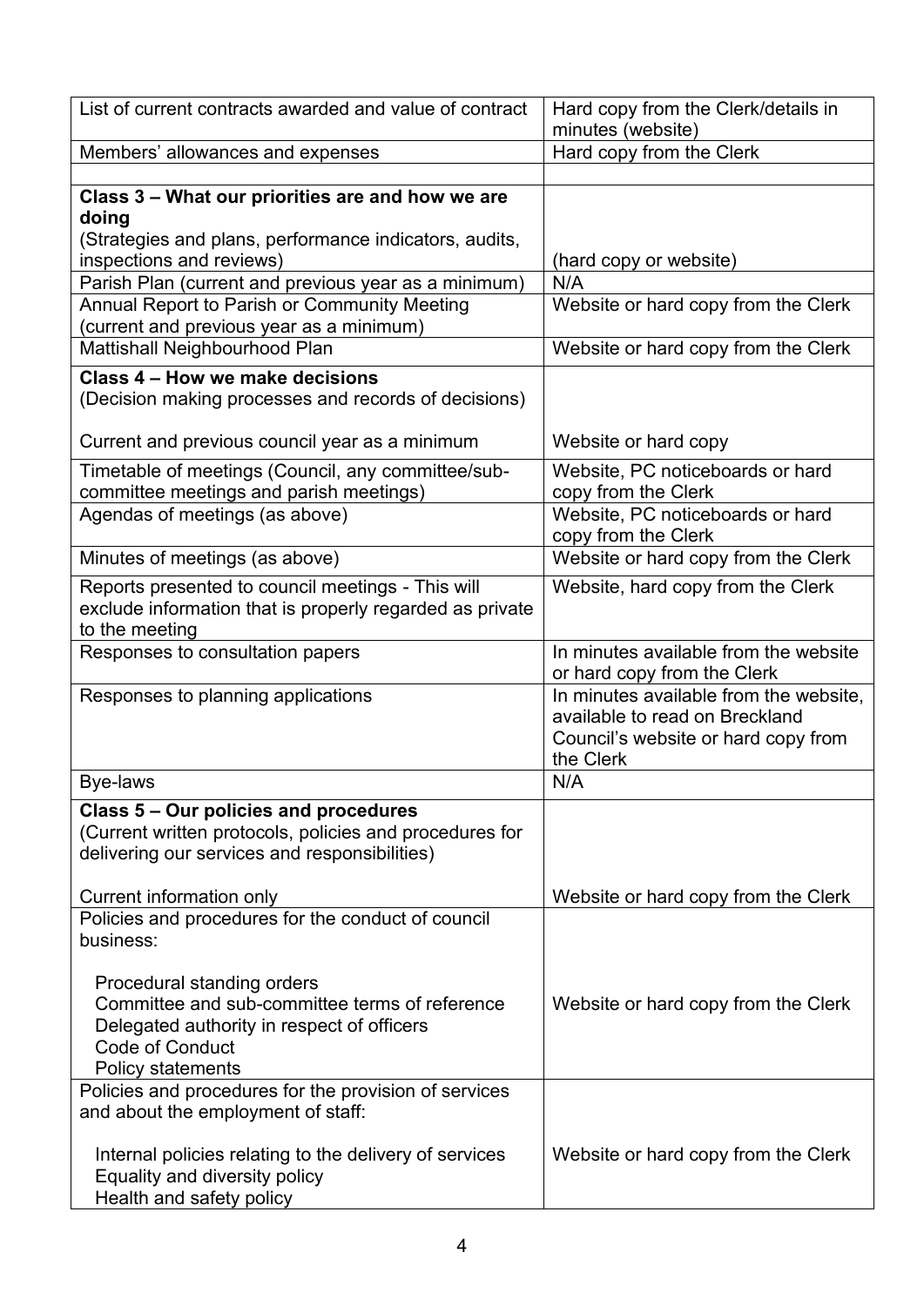| | |
|---|---|
| List of current contracts awarded and value of contract | Hard copy from the Clerk/details in minutes (website) |
| Members' allowances and expenses | Hard copy from the Clerk |
| | |
| **Class 3 – What our priorities are and how we are doing**<br>(Strategies and plans, performance indicators, audits, inspections and reviews) | (hard copy or website) |
| Parish Plan (current and previous year as a minimum) | N/A |
| Annual Report to Parish or Community Meeting (current and previous year as a minimum) | Website or hard copy from the Clerk |
| Mattishall Neighbourhood Plan | Website or hard copy from the Clerk |
| **Class 4 – How we make decisions**<br>(Decision making processes and records of decisions)<br><br>Current and previous council year as a minimum | Website or hard copy |
| Timetable of meetings (Council, any committee/sub-committee meetings and parish meetings) | Website, PC noticeboards or hard copy from the Clerk |
| Agendas of meetings (as above) | Website, PC noticeboards or hard copy from the Clerk |
| Minutes of meetings (as above) | Website or hard copy from the Clerk |
| Reports presented to council meetings - This will exclude information that is properly regarded as private to the meeting | Website, hard copy from the Clerk |
| Responses to consultation papers | In minutes available from the website or hard copy from the Clerk |
| Responses to planning applications | In minutes available from the website, available to read on Breckland Council's website or hard copy from the Clerk |
| Bye-laws | N/A |
| **Class 5 – Our policies and procedures**<br>(Current written protocols, policies and procedures for delivering our services and responsibilities)<br><br>Current information only | Website or hard copy from the Clerk |
| Policies and procedures for the conduct of council business:<br><br>Procedural standing orders<br>Committee and sub-committee terms of reference<br>Delegated authority in respect of officers<br>Code of Conduct<br>Policy statements | Website or hard copy from the Clerk |
| Policies and procedures for the provision of services and about the employment of staff:<br><br>Internal policies relating to the delivery of services<br>Equality and diversity policy<br>Health and safety policy | Website or hard copy from the Clerk |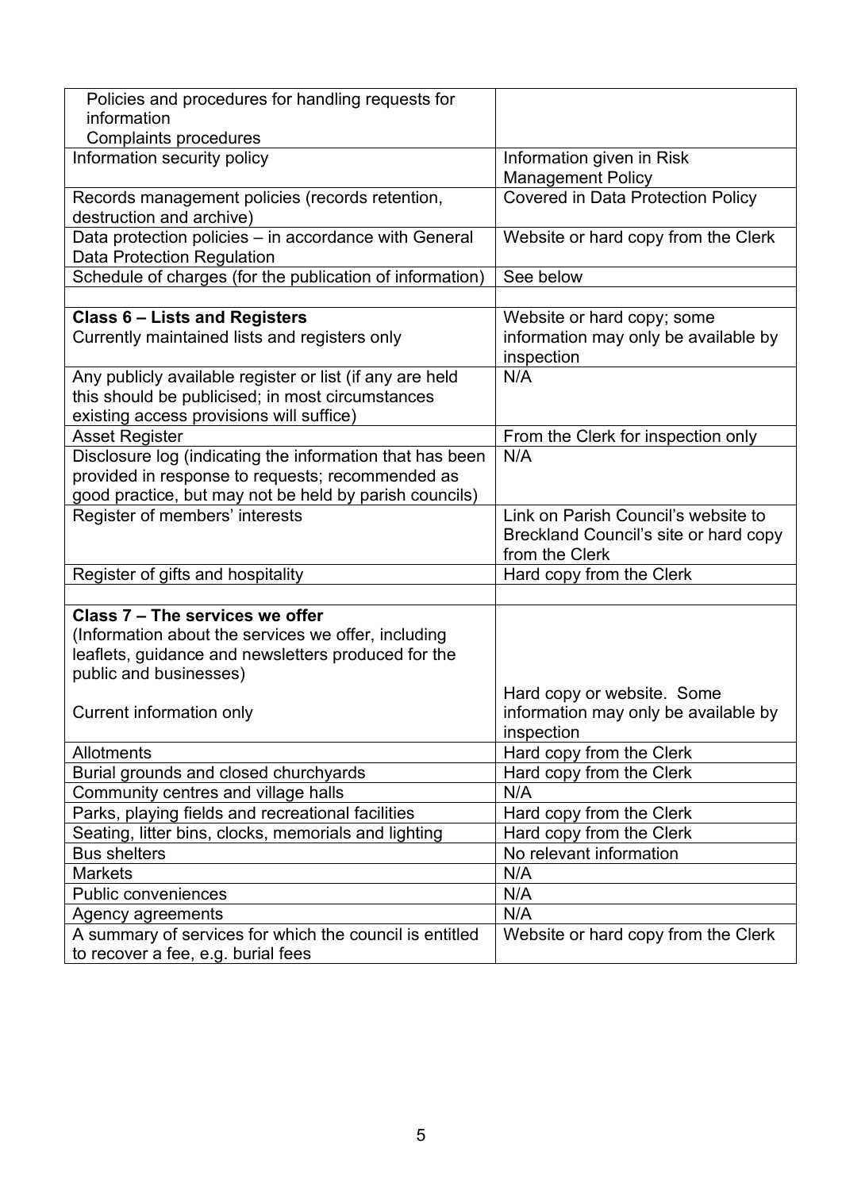| | |
|---|---|
| Policies and procedures for handling requests for information<br>Complaints procedures | |
| Information security policy | Information given in Risk Management Policy |
| Records management policies (records retention, destruction and archive) | Covered in Data Protection Policy |
| Data protection policies – in accordance with General Data Protection Regulation | Website or hard copy from the Clerk |
| Schedule of charges (for the publication of information) | See below |
| | |
| **Class 6 – Lists and Registers**<br>Currently maintained lists and registers only | Website or hard copy; some information may only be available by inspection |
| Any publicly available register or list (if any are held this should be publicised; in most circumstances existing access provisions will suffice) | N/A |
| Asset Register | From the Clerk for inspection only |
| Disclosure log (indicating the information that has been provided in response to requests; recommended as good practice, but may not be held by parish councils) | N/A |
| Register of members' interests | Link on Parish Council's website to Breckland Council's site or hard copy from the Clerk |
| Register of gifts and hospitality | Hard copy from the Clerk |
| | |
| **Class 7 – The services we offer**<br>(Information about the services we offer, including leaflets, guidance and newsletters produced for the public and businesses)<br><br>Current information only | Hard copy or website. Some information may only be available by inspection |
| Allotments | Hard copy from the Clerk |
| Burial grounds and closed churchyards | Hard copy from the Clerk |
| Community centres and village halls | N/A |
| Parks, playing fields and recreational facilities | Hard copy from the Clerk |
| Seating, litter bins, clocks, memorials and lighting | Hard copy from the Clerk |
| Bus shelters | No relevant information |
| Markets | N/A |
| Public conveniences | N/A |
| Agency agreements | N/A |
| A summary of services for which the council is entitled to recover a fee, e.g. burial fees | Website or hard copy from the Clerk |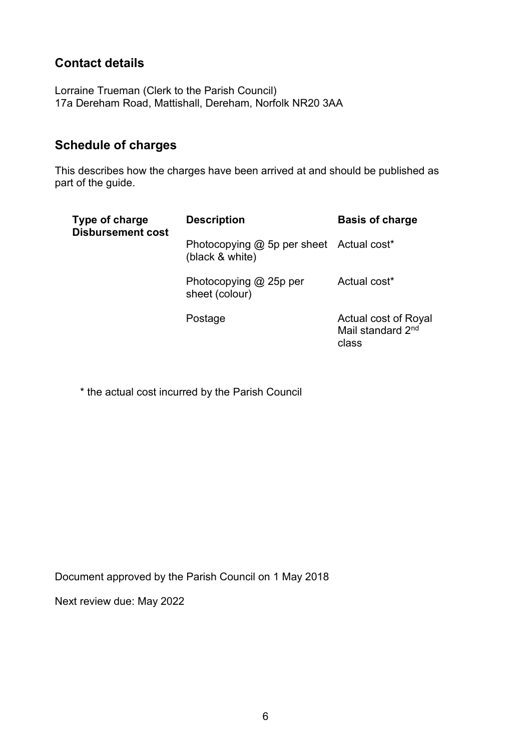## Contact details

Lorraine Trueman (Clerk to the Parish Council)
17a Dereham Road, Mattishall, Dereham, Norfolk NR20 3AA

## Schedule of charges

This describes how the charges have been arrived at and should be published as part of the guide.

| Type of charge | Description | Basis of charge |
|---|---|---|
| **Disbursement cost** | Photocopying @ 5p per sheet (black & white) | Actual cost* |
| | Photocopying @ 25p per sheet (colour) | Actual cost* |
| | Postage | Actual cost of Royal Mail standard 2nd class |

\* the actual cost incurred by the Parish Council

Document approved by the Parish Council on 1 May 2018

Next review due: May 2022